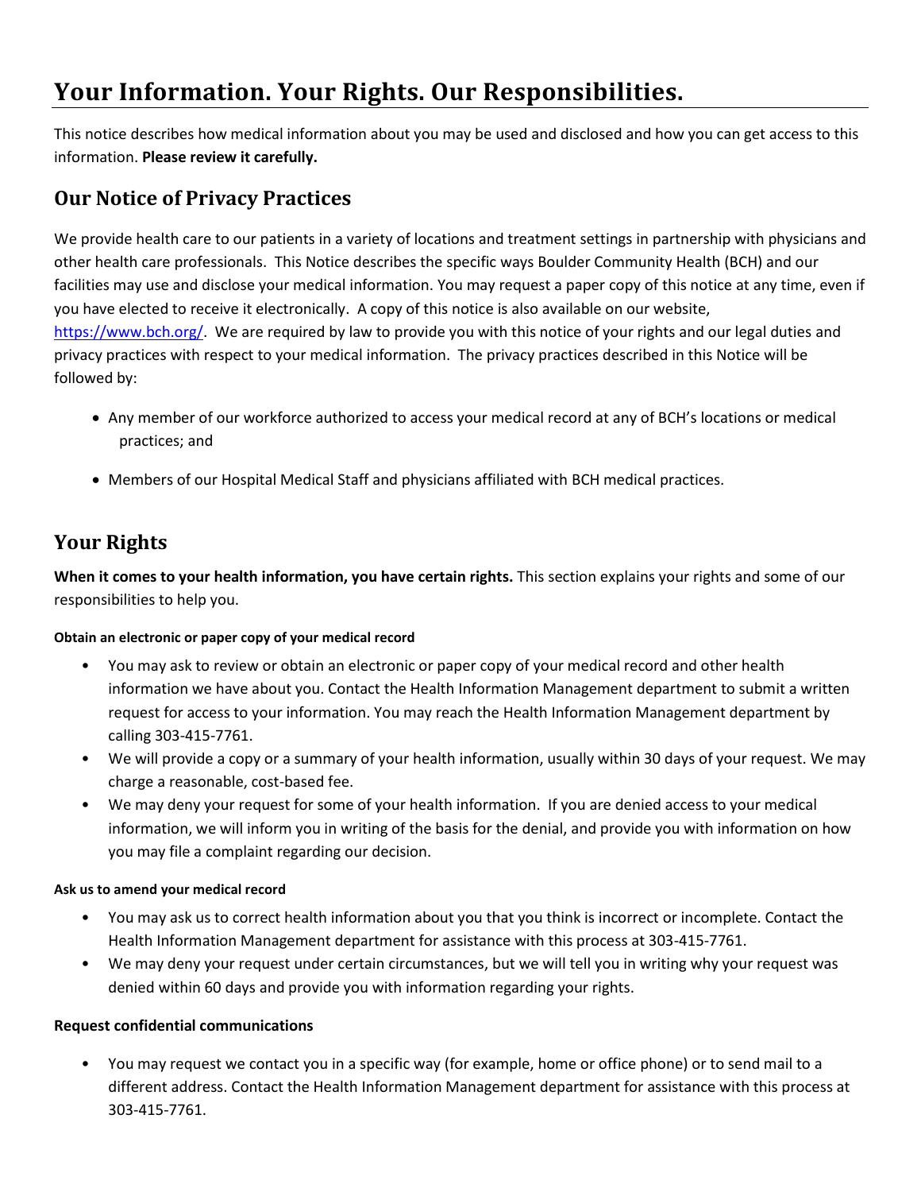# Your Information. Your Rights. Our Responsibilities.

This notice describes how medical information about you may be used and disclosed and how you can get access to this information. **Please review it carefully.**

## Our Notice of Privacy Practices

We provide health care to our patients in a variety of locations and treatment settings in partnership with physicians and other health care professionals. This Notice describes the specific ways Boulder Community Health (BCH) and our facilities may use and disclose your medical information. You may request a paper copy of this notice at any time, even if you have elected to receive it electronically. A copy of this notice is also available on our website, [https://www.bch.org/](https://www.bch.org/). We are required by law to provide you with this notice of your rights and our legal duties and privacy practices with respect to your medical information. The privacy practices described in this Notice will be followed by:

- Any member of our workforce authorized to access your medical record at any of BCH's locations or medical practices; and
- Members of our Hospital Medical Staff and physicians affiliated with BCH medical practices.

## Your Rights

**When it comes to your health information, you have certain rights.** This section explains your rights and some of our responsibilities to help you.

#### Obtain an electronic or paper copy of your medical record

- You may ask to review or obtain an electronic or paper copy of your medical record and other health information we have about you. Contact the Health Information Management department to submit a written request for access to your information. You may reach the Health Information Management department by calling 303-415-7761.
- We will provide a copy or a summary of your health information, usually within 30 days of your request. We may charge a reasonable, cost-based fee.
- We may deny your request for some of your health information. If you are denied access to your medical information, we will inform you in writing of the basis for the denial, and provide you with information on how you may file a complaint regarding our decision.

#### Ask us to amend your medical record

- You may ask us to correct health information about you that you think is incorrect or incomplete. Contact the Health Information Management department for assistance with this process at 303-415-7761.
- We may deny your request under certain circumstances, but we will tell you in writing why your request was denied within 60 days and provide you with information regarding your rights.

#### Request confidential communications

- You may request we contact you in a specific way (for example, home or office phone) or to send mail to a different address. Contact the Health Information Management department for assistance with this process at 303-415-7761.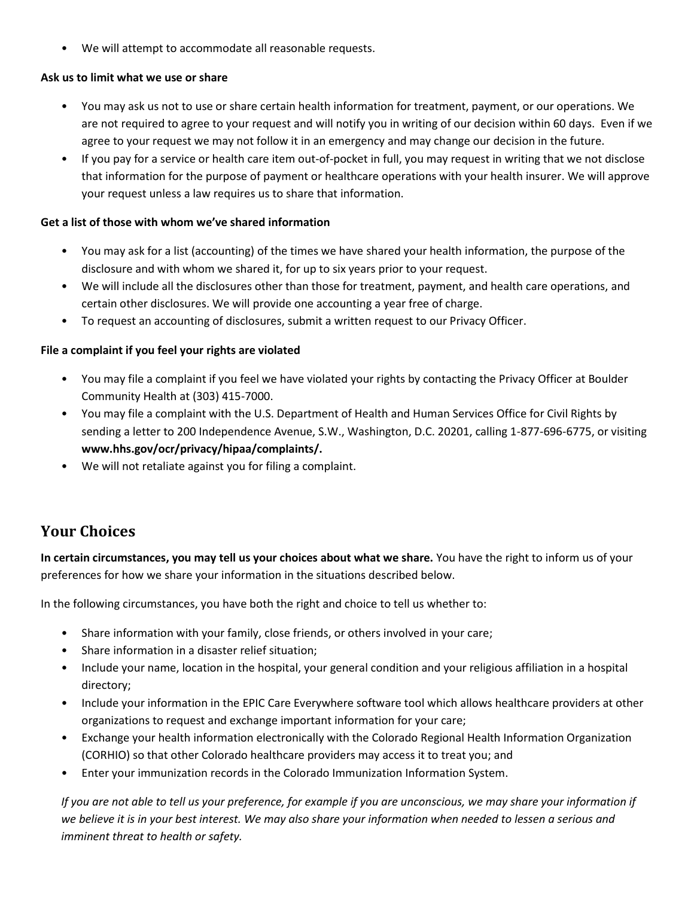- We will attempt to accommodate all reasonable requests.

**Ask us to limit what we use or share**

- You may ask us not to use or share certain health information for treatment, payment, or our operations. We are not required to agree to your request and will notify you in writing of our decision within 60 days. Even if we agree to your request we may not follow it in an emergency and may change our decision in the future.
- If you pay for a service or health care item out-of-pocket in full, you may request in writing that we not disclose that information for the purpose of payment or healthcare operations with your health insurer. We will approve your request unless a law requires us to share that information.

**Get a list of those with whom we've shared information**

- You may ask for a list (accounting) of the times we have shared your health information, the purpose of the disclosure and with whom we shared it, for up to six years prior to your request.
- We will include all the disclosures other than those for treatment, payment, and health care operations, and certain other disclosures. We will provide one accounting a year free of charge.
- To request an accounting of disclosures, submit a written request to our Privacy Officer.

**File a complaint if you feel your rights are violated**

- You may file a complaint if you feel we have violated your rights by contacting the Privacy Officer at Boulder Community Health at (303) 415-7000.
- You may file a complaint with the U.S. Department of Health and Human Services Office for Civil Rights by sending a letter to 200 Independence Avenue, S.W., Washington, D.C. 20201, calling 1-877-696-6775, or visiting **www.hhs.gov/ocr/privacy/hipaa/complaints/.**
- We will not retaliate against you for filing a complaint.

## Your Choices

**In certain circumstances, you may tell us your choices about what we share.** You have the right to inform us of your preferences for how we share your information in the situations described below.

In the following circumstances, you have both the right and choice to tell us whether to:

- Share information with your family, close friends, or others involved in your care;
- Share information in a disaster relief situation;
- Include your name, location in the hospital, your general condition and your religious affiliation in a hospital directory;
- Include your information in the EPIC Care Everywhere software tool which allows healthcare providers at other organizations to request and exchange important information for your care;
- Exchange your health information electronically with the Colorado Regional Health Information Organization (CORHIO) so that other Colorado healthcare providers may access it to treat you; and
- Enter your immunization records in the Colorado Immunization Information System.

*If you are not able to tell us your preference, for example if you are unconscious, we may share your information if we believe it is in your best interest. We may also share your information when needed to lessen a serious and imminent threat to health or safety.*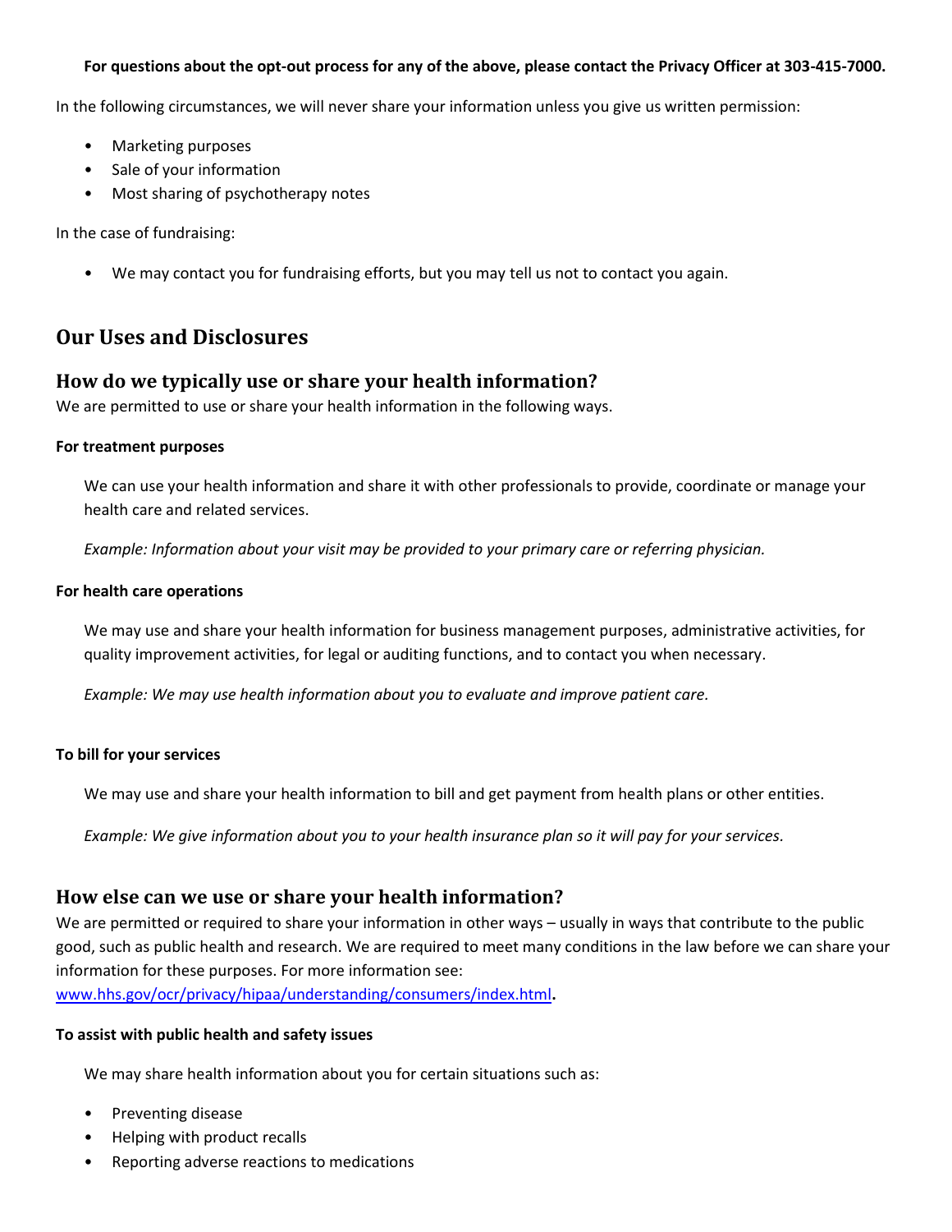**For questions about the opt-out process for any of the above, please contact the Privacy Officer at 303-415-7000.**

In the following circumstances, we will never share your information unless you give us written permission:

- Marketing purposes
- Sale of your information
- Most sharing of psychotherapy notes

In the case of fundraising:

- We may contact you for fundraising efforts, but you may tell us not to contact you again.

## Our Uses and Disclosures

### How do we typically use or share your health information?

We are permitted to use or share your health information in the following ways.

#### For treatment purposes

We can use your health information and share it with other professionals to provide, coordinate or manage your health care and related services.

*Example: Information about your visit may be provided to your primary care or referring physician.*

#### For health care operations

We may use and share your health information for business management purposes, administrative activities, for quality improvement activities, for legal or auditing functions, and to contact you when necessary.

*Example: We may use health information about you to evaluate and improve patient care.*

#### To bill for your services

We may use and share your health information to bill and get payment from health plans or other entities.

*Example: We give information about you to your health insurance plan so it will pay for your services.*

### How else can we use or share your health information?

We are permitted or required to share your information in other ways – usually in ways that contribute to the public good, such as public health and research. We are required to meet many conditions in the law before we can share your information for these purposes. For more information see: [www.hhs.gov/ocr/privacy/hipaa/understanding/consumers/index.html](http://www.hhs.gov/ocr/privacy/hipaa/understanding/consumers/index.html).

#### To assist with public health and safety issues

We may share health information about you for certain situations such as:

- Preventing disease
- Helping with product recalls
- Reporting adverse reactions to medications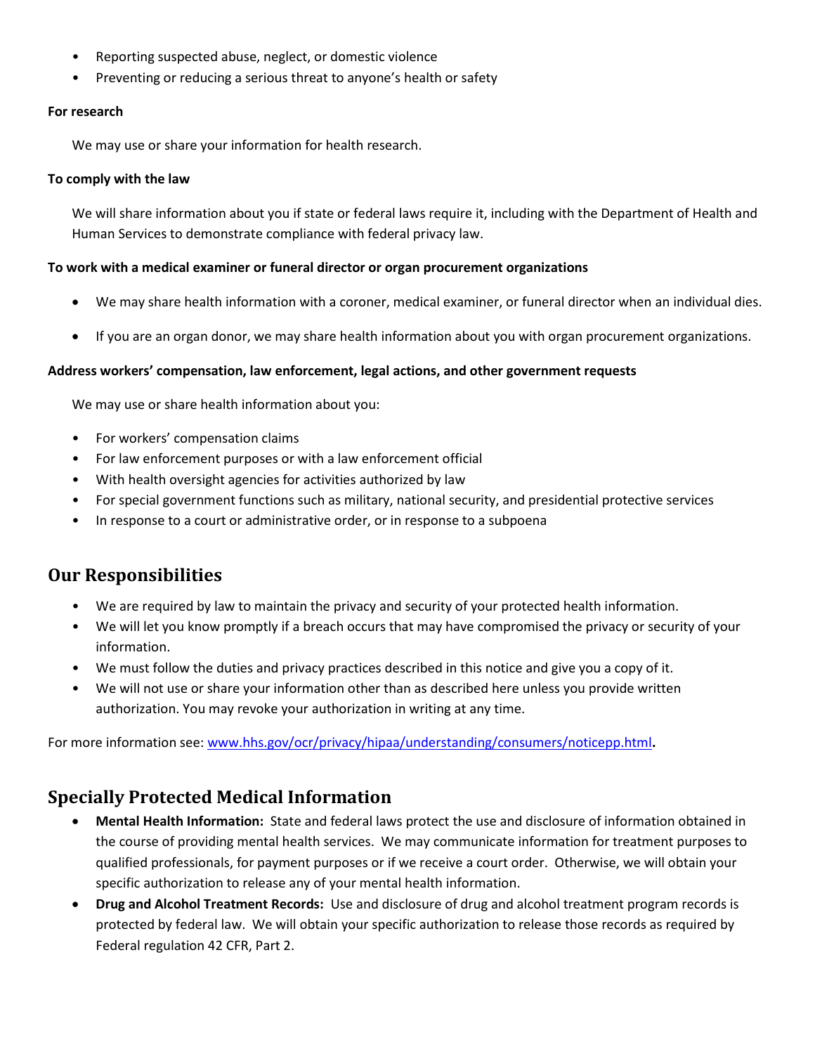- Reporting suspected abuse, neglect, or domestic violence
- Preventing or reducing a serious threat to anyone's health or safety

**For research**

We may use or share your information for health research.

**To comply with the law**

We will share information about you if state or federal laws require it, including with the Department of Health and Human Services to demonstrate compliance with federal privacy law.

**To work with a medical examiner or funeral director or organ procurement organizations**

- We may share health information with a coroner, medical examiner, or funeral director when an individual dies.
- If you are an organ donor, we may share health information about you with organ procurement organizations.

**Address workers' compensation, law enforcement, legal actions, and other government requests**

We may use or share health information about you:

- For workers' compensation claims
- For law enforcement purposes or with a law enforcement official
- With health oversight agencies for activities authorized by law
- For special government functions such as military, national security, and presidential protective services
- In response to a court or administrative order, or in response to a subpoena

## Our Responsibilities

- We are required by law to maintain the privacy and security of your protected health information.
- We will let you know promptly if a breach occurs that may have compromised the privacy or security of your information.
- We must follow the duties and privacy practices described in this notice and give you a copy of it.
- We will not use or share your information other than as described here unless you provide written authorization. You may revoke your authorization in writing at any time.

For more information see: [www.hhs.gov/ocr/privacy/hipaa/understanding/consumers/noticepp.html](www.hhs.gov/ocr/privacy/hipaa/understanding/consumers/noticepp.html).

## Specially Protected Medical Information

- **Mental Health Information:** State and federal laws protect the use and disclosure of information obtained in the course of providing mental health services. We may communicate information for treatment purposes to qualified professionals, for payment purposes or if we receive a court order. Otherwise, we will obtain your specific authorization to release any of your mental health information.
- **Drug and Alcohol Treatment Records:** Use and disclosure of drug and alcohol treatment program records is protected by federal law. We will obtain your specific authorization to release those records as required by Federal regulation 42 CFR, Part 2.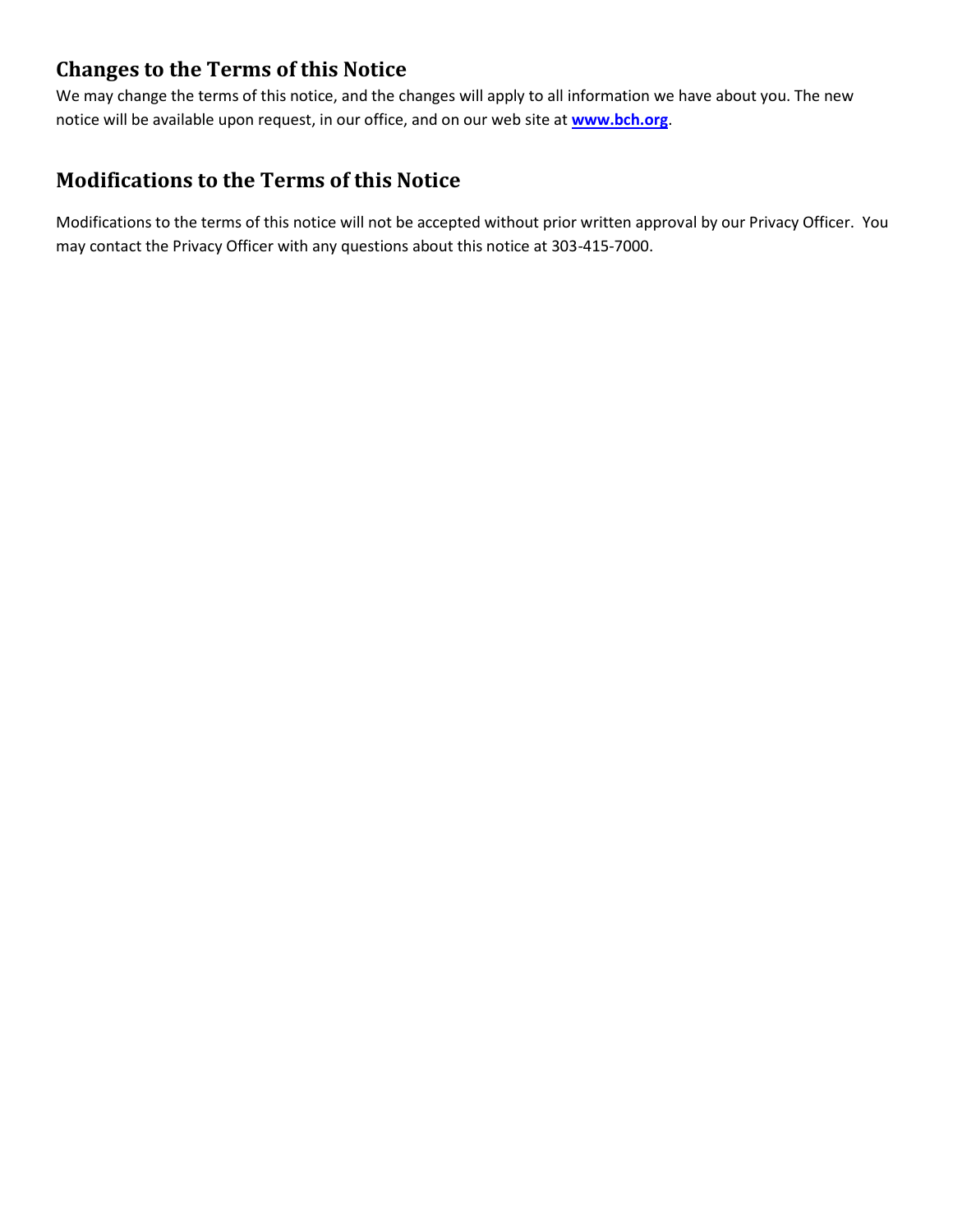## Changes to the Terms of this Notice

We may change the terms of this notice, and the changes will apply to all information we have about you. The new notice will be available upon request, in our office, and on our web site at **www.bch.org**.

## Modifications to the Terms of this Notice

Modifications to the terms of this notice will not be accepted without prior written approval by our Privacy Officer. You may contact the Privacy Officer with any questions about this notice at 303-415-7000.